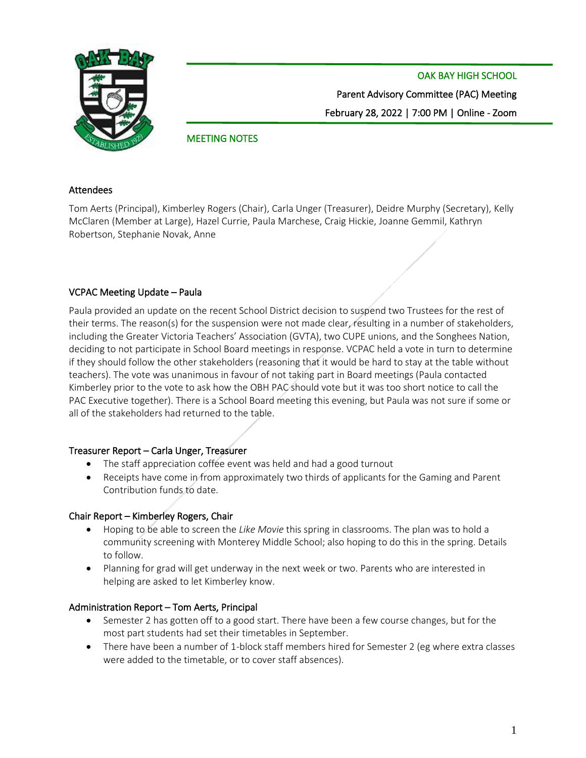OAK BAY HIGH SCHOOL

Parent Advisory Committee (PAC) Meeting

February 28, 2022 | 7:00 PM | Online - Zoom

MEETING NOTES

### Attendees

Tom Aerts (Principal), Kimberley Rogers (Chair), Carla Unger (Treasurer), Deidre Murphy (Secretary), Kelly McClaren (Member at Large), Hazel Currie, Paula Marchese, Craig Hickie, Joanne Gemmil, Kathryn Robertson, Stephanie Novak, Anne

### VCPAC Meeting Update – Paula

Paula provided an update on the recent School District decision to suspend two Trustees for the rest of their terms. The reason(s) for the suspension were not made clear, resulting in a number of stakeholders, including the Greater Victoria Teachers' Association (GVTA), two CUPE unions, and the Songhees Nation, deciding to not participate in School Board meetings in response. VCPAC held a vote in turn to determine if they should follow the other stakeholders (reasoning that it would be hard to stay at the table without teachers). The vote was unanimous in favour of not taking part in Board meetings (Paula contacted Kimberley prior to the vote to ask how the OBH PAC should vote but it was too short notice to call the PAC Executive together). There is a School Board meeting this evening, but Paula was not sure if some or all of the stakeholders had returned to the table.

### Treasurer Report – Carla Unger, Treasurer

- The staff appreciation coffee event was held and had a good turnout
- Receipts have come in from approximately two thirds of applicants for the Gaming and Parent Contribution funds to date.

### Chair Report – Kimberley Rogers, Chair

- Hoping to be able to screen the *Like Movie* this spring in classrooms. The plan was to hold a community screening with Monterey Middle School; also hoping to do this in the spring. Details to follow.
- Planning for grad will get underway in the next week or two. Parents who are interested in helping are asked to let Kimberley know.

### Administration Report – Tom Aerts, Principal

- Semester 2 has gotten off to a good start. There have been a few course changes, but for the most part students had set their timetables in September.
- There have been a number of 1-block staff members hired for Semester 2 (eg where extra classes were added to the timetable, or to cover staff absences).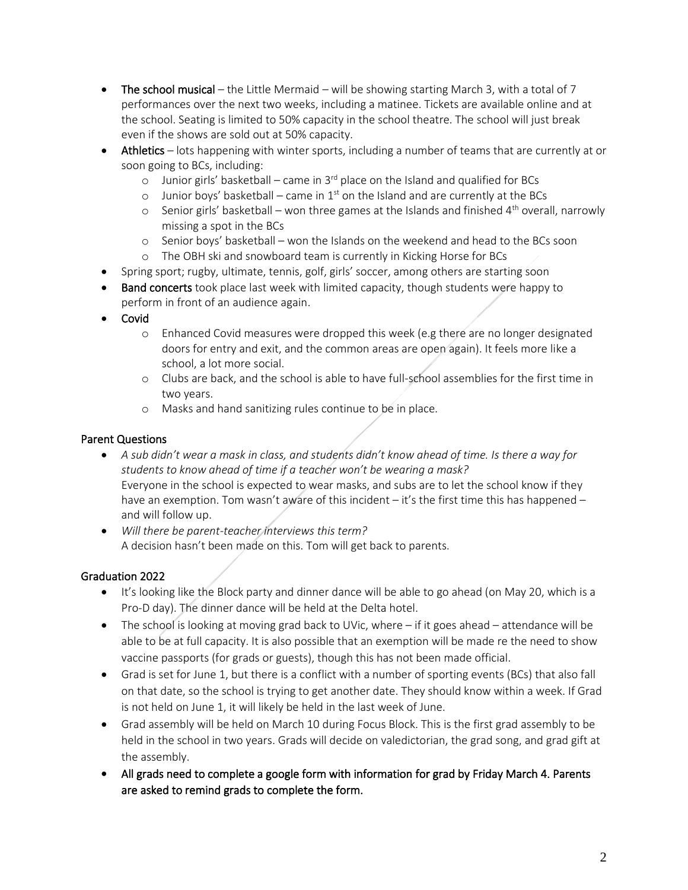- **The school musical** – the Little Mermaid – will be showing starting March 3, with a total of 7 performances over the next two weeks, including a matinee. Tickets are available online and at the school. Seating is limited to 50% capacity in the school theatre. The school will just break even if the shows are sold out at 50% capacity.
- **Athletics** – lots happening with winter sports, including a number of teams that are currently at or soon going to BCs, including:
  - Junior girls' basketball – came in 3rd place on the Island and qualified for BCs
  - Junior boys' basketball – came in 1st on the Island and are currently at the BCs
  - Senior girls' basketball – won three games at the Islands and finished 4th overall, narrowly missing a spot in the BCs
  - Senior boys' basketball – won the Islands on the weekend and head to the BCs soon
  - The OBH ski and snowboard team is currently in Kicking Horse for BCs
- Spring sport; rugby, ultimate, tennis, golf, girls' soccer, among others are starting soon
- **Band concerts** took place last week with limited capacity, though students were happy to perform in front of an audience again.
- **Covid**
  - Enhanced Covid measures were dropped this week (e.g there are no longer designated doors for entry and exit, and the common areas are open again). It feels more like a school, a lot more social.
  - Clubs are back, and the school is able to have full-school assemblies for the first time in two years.
  - Masks and hand sanitizing rules continue to be in place.

## Parent Questions

- *A sub didn't wear a mask in class, and students didn't know ahead of time. Is there a way for students to know ahead of time if a teacher won't be wearing a mask?*
  Everyone in the school is expected to wear masks, and subs are to let the school know if they have an exemption. Tom wasn't aware of this incident – it's the first time this has happened – and will follow up.
- *Will there be parent-teacher interviews this term?*
  A decision hasn't been made on this. Tom will get back to parents.

## Graduation 2022

- It's looking like the Block party and dinner dance will be able to go ahead (on May 20, which is a Pro-D day). The dinner dance will be held at the Delta hotel.
- The school is looking at moving grad back to UVic, where – if it goes ahead – attendance will be able to be at full capacity. It is also possible that an exemption will be made re the need to show vaccine passports (for grads or guests), though this has not been made official.
- Grad is set for June 1, but there is a conflict with a number of sporting events (BCs) that also fall on that date, so the school is trying to get another date. They should know within a week. If Grad is not held on June 1, it will likely be held in the last week of June.
- Grad assembly will be held on March 10 during Focus Block. This is the first grad assembly to be held in the school in two years. Grads will decide on valedictorian, the grad song, and grad gift at the assembly.
- **All grads need to complete a google form with information for grad by Friday March 4. Parents are asked to remind grads to complete the form.**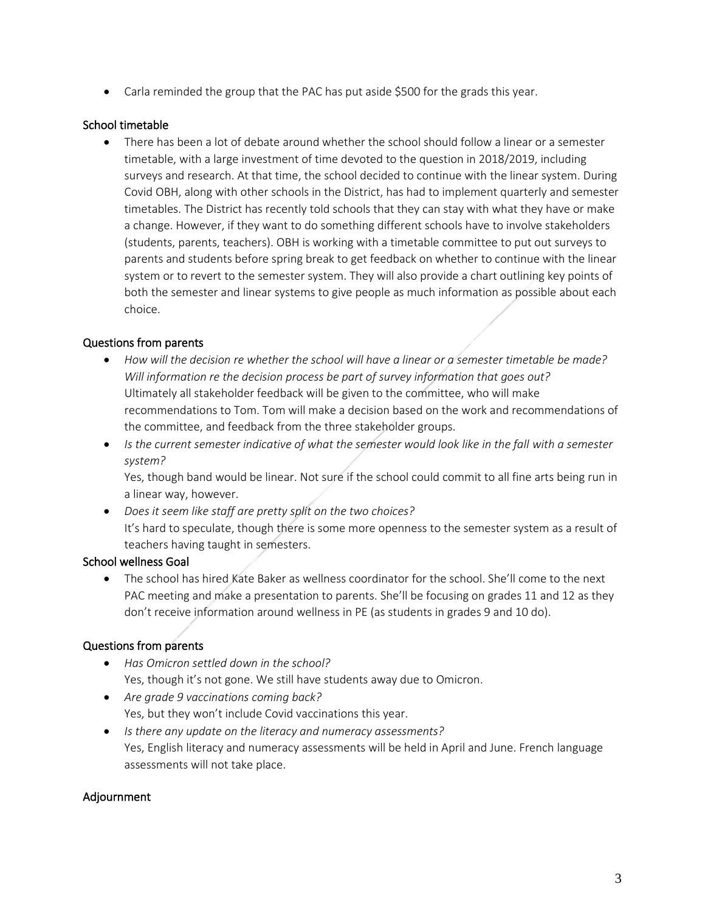- Carla reminded the group that the PAC has put aside $500 for the grads this year.

### School timetable

- There has been a lot of debate around whether the school should follow a linear or a semester timetable, with a large investment of time devoted to the question in 2018/2019, including surveys and research. At that time, the school decided to continue with the linear system. During Covid OBH, along with other schools in the District, has had to implement quarterly and semester timetables. The District has recently told schools that they can stay with what they have or make a change. However, if they want to do something different schools have to involve stakeholders (students, parents, teachers). OBH is working with a timetable committee to put out surveys to parents and students before spring break to get feedback on whether to continue with the linear system or to revert to the semester system. They will also provide a chart outlining key points of both the semester and linear systems to give people as much information as possible about each choice.

### Questions from parents

- *How will the decision re whether the school will have a linear or a semester timetable be made? Will information re the decision process be part of survey information that goes out?*
  Ultimately all stakeholder feedback will be given to the committee, who will make recommendations to Tom. Tom will make a decision based on the work and recommendations of the committee, and feedback from the three stakeholder groups.
- *Is the current semester indicative of what the semester would look like in the fall with a semester system?*
  Yes, though band would be linear. Not sure if the school could commit to all fine arts being run in a linear way, however.
- *Does it seem like staff are pretty split on the two choices?*
  It's hard to speculate, though there is some more openness to the semester system as a result of teachers having taught in semesters.

### School wellness Goal

- The school has hired Kate Baker as wellness coordinator for the school. She'll come to the next PAC meeting and make a presentation to parents. She'll be focusing on grades 11 and 12 as they don't receive information around wellness in PE (as students in grades 9 and 10 do).

### Questions from parents

- *Has Omicron settled down in the school?*
  Yes, though it's not gone. We still have students away due to Omicron.
- *Are grade 9 vaccinations coming back?*
  Yes, but they won't include Covid vaccinations this year.
- *Is there any update on the literacy and numeracy assessments?*
  Yes, English literacy and numeracy assessments will be held in April and June. French language assessments will not take place.

### Adjournment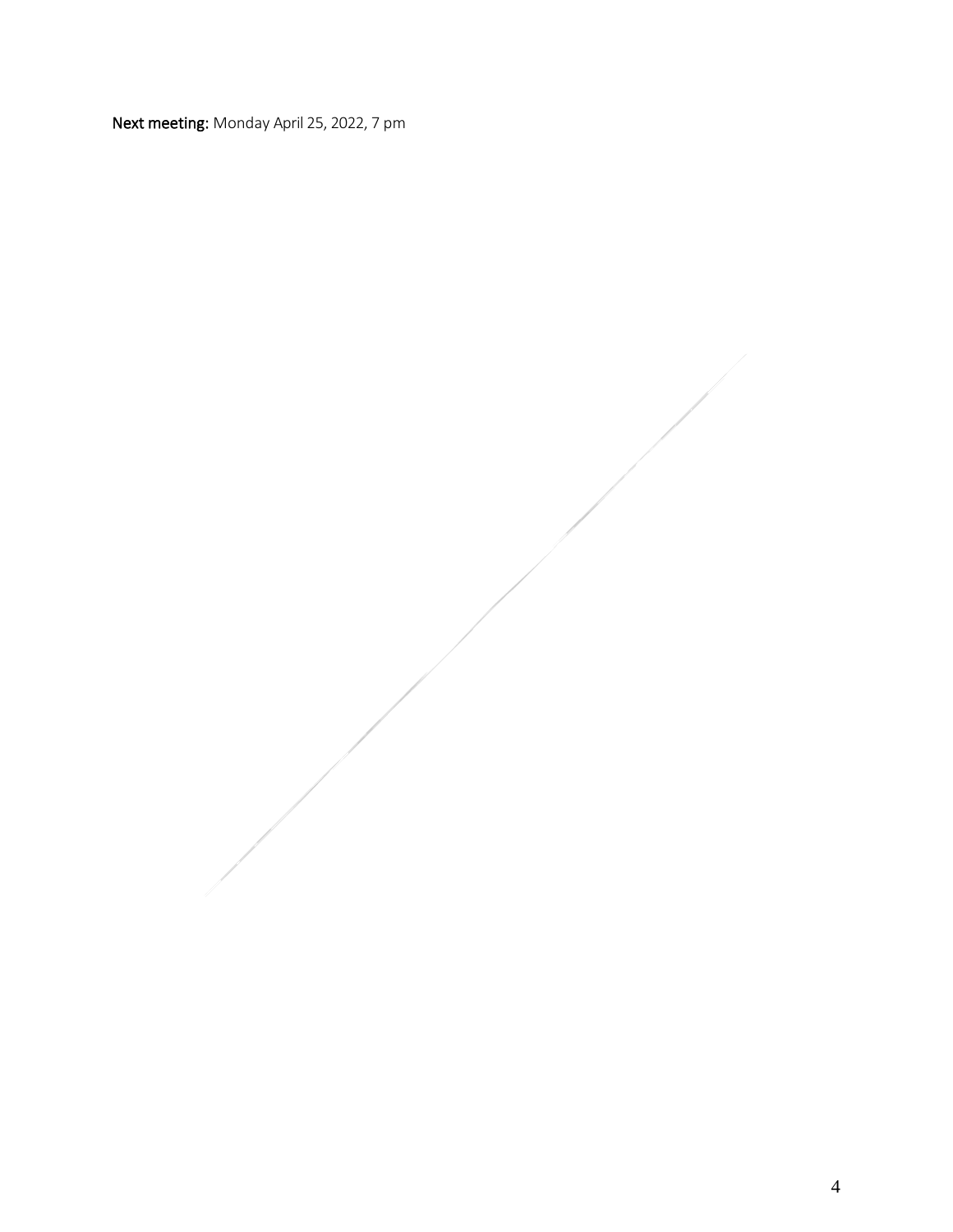**Next meeting:** Monday April 25, 2022, 7 pm